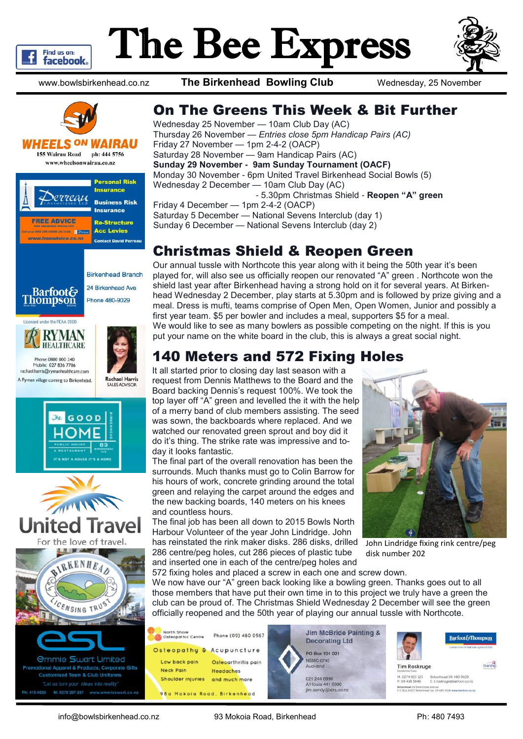# The Bee Express

www.bowlsbirkenhead.co.nz **The Birkenhead Bowling Club** Wednesday, 25 November

## On The Greens This Week & Bit Further

Wednesday 25 November — 10am Club Day (AC)
Thursday 26 November — *Entries close 5pm Handicap Pairs (AC)*
Friday 27 November — 1pm 2-4-2 (OACP)
Saturday 28 November — 9am Handicap Pairs (AC)
**Sunday 29 November - 9am Sunday Tournament (OACF)**
Monday 30 November - 6pm United Travel Birkenhead Social Bowls (5)
Wednesday 2 December — 10am Club Day (AC)
- 5.30pm Christmas Shield - **Reopen "A" green**
Friday 4 December — 1pm 2-4-2 (OACP)
Saturday 5 December — National Sevens Interclub (day 1)
Sunday 6 December — National Sevens Interclub (day 2)

## Christmas Shield & Reopen Green

Our annual tussle with Northcote this year along with it being the 50th year it's been played for, will also see us officially reopen our renovated "A" green . Northcote won the shield last year after Birkenhead having a strong hold on it for several years. At Birkenhead Wednesday 2 December, play starts at 5.30pm and is followed by prize giving and a meal. Dress is mufti, teams comprise of Open Men, Open Women, Junior and possibly a first year team. $5 per bowler and includes a meal, supporters $5 for a meal.
We would like to see as many bowlers as possible competing on the night. If this is you put your name on the white board in the club, this is always a great social night.

## 140 Meters and 572 Fixing Holes

It all started prior to closing day last season with a request from Dennis Matthews to the Board and the Board backing Dennis's request 100%. We took the top layer off "A" green and levelled the it with the help of a merry band of club members assisting. The seed was sown, the backboards where replaced. And we watched our renovated green sprout and boy did it do it's thing. The strike rate was impressive and today it looks fantastic.
The final part of the overall renovation has been the surrounds. Much thanks must go to Colin Barrow for his hours of work, concrete grinding around the total green and relaying the carpet around the edges and the new backing boards, 140 meters on his knees and countless hours.
The final job has been all down to 2015 Bowls North Harbour Volunteer of the year John Lindridge. John has reinstated the rink maker disks. 286 disks, drilled 286 centre/peg holes, cut 286 pieces of plastic tube and inserted one in each of the centre/peg holes and 572 fixing holes and placed a screw in each one and screw down.
We now have our "A" green back looking like a bowling green. Thanks goes out to all those members that have put their own time in to this project we truly have a green the club can be proud of. The Christmas Shield Wednesday 2 December will see the green officially reopened and the 50th year of playing our annual tussle with Northcote.

John Lindridge fixing rink centre/peg disk number 202

info@bowlsbirkenhead.co.nz 93 Mokoia Road, Birkenhead Ph: 480 7493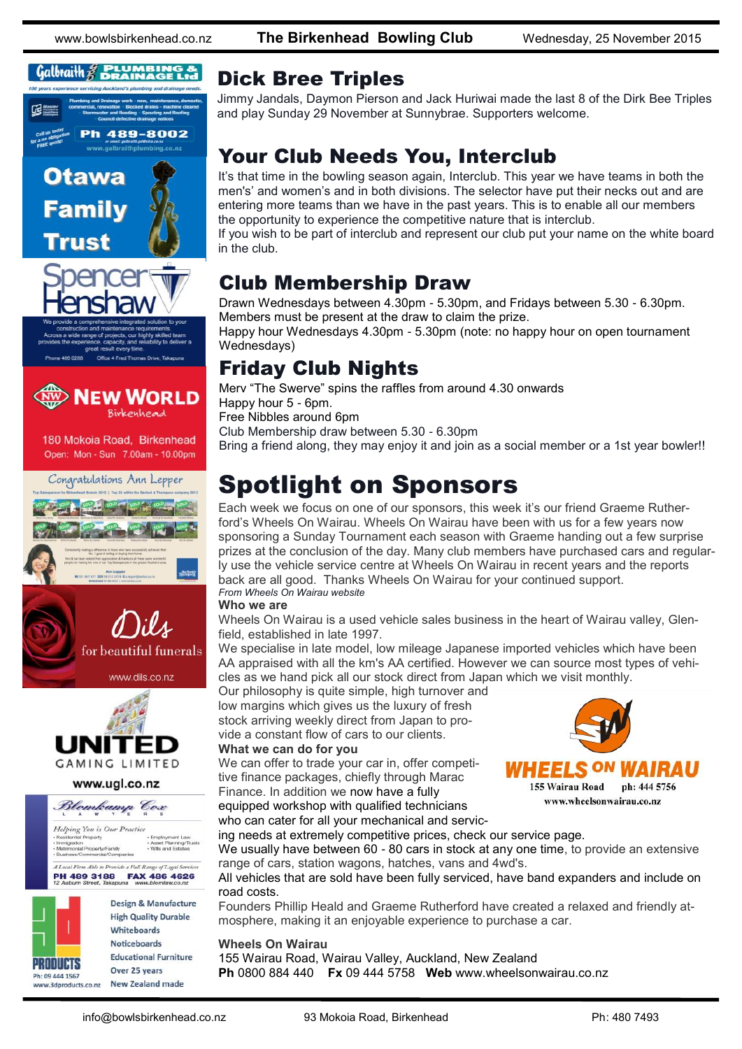## Dick Bree Triples

Jimmy Jandals, Daymon Pierson and Jack Huriwai made the last 8 of the Dirk Bee Triples and play Sunday 29 November at Sunnybrae. Supporters welcome.

## Your Club Needs You, Interclub

It's that time in the bowling season again, Interclub. This year we have teams in both the men's' and women's and in both divisions. The selector have put their necks out and are entering more teams than we have in the past years. This is to enable all our members the opportunity to experience the competitive nature that is interclub.

If you wish to be part of interclub and represent our club put your name on the white board in the club.

## Club Membership Draw

Drawn Wednesdays between 4.30pm - 5.30pm, and Fridays between 5.30 - 6.30pm. Members must be present at the draw to claim the prize.

Happy hour Wednesdays 4.30pm - 5.30pm (note: no happy hour on open tournament Wednesdays)

## Friday Club Nights

Merv "The Swerve" spins the raffles from around 4.30 onwards

Happy hour 5 - 6pm.

Free Nibbles around 6pm

Club Membership draw between 5.30 - 6.30pm

Bring a friend along, they may enjoy it and join as a social member or a 1st year bowler!!

# Spotlight on Sponsors

Each week we focus on one of our sponsors, this week it's our friend Graeme Rutherford's Wheels On Wairau. Wheels On Wairau have been with us for a few years now sponsoring a Sunday Tournament each season with Graeme handing out a few surprise prizes at the conclusion of the day. Many club members have purchased cars and regularly use the vehicle service centre at Wheels On Wairau in recent years and the reports back are all good. Thanks Wheels On Wairau for your continued support.

*From Wheels On Wairau website*

**Who we are**

Wheels On Wairau is a used vehicle sales business in the heart of Wairau valley, Glenfield, established in late 1997.

We specialise in late model, low mileage Japanese imported vehicles which have been AA appraised with all the km's AA certified. However we can source most types of vehicles as we hand pick all our stock direct from Japan which we visit monthly.

Our philosophy is quite simple, high turnover and low margins which gives us the luxury of fresh stock arriving weekly direct from Japan to provide a constant flow of cars to our clients.

**What we can do for you**

We can offer to trade your car in, offer competitive finance packages, chiefly through Marac Finance. In addition we now have a fully equipped workshop with qualified technicians who can cater for all your mechanical and servicing needs at extremely competitive prices, check our service page.

We usually have between 60 - 80 cars in stock at any one time, to provide an extensive range of cars, station wagons, hatches, vans and 4wd's.

All vehicles that are sold have been fully serviced, have band expanders and include on road costs.

Founders Phillip Heald and Graeme Rutherford have created a relaxed and friendly atmosphere, making it an enjoyable experience to purchase a car.

WHEELS ON WAIRAU
155 Wairau Road ph: 444 5756
www.wheelsonwairau.co.nz

**Wheels On Wairau**

155 Wairau Road, Wairau Valley, Auckland, New Zealand

**Ph** 0800 884 440 **Fx** 09 444 5758 **Web** www.wheelsonwairau.co.nz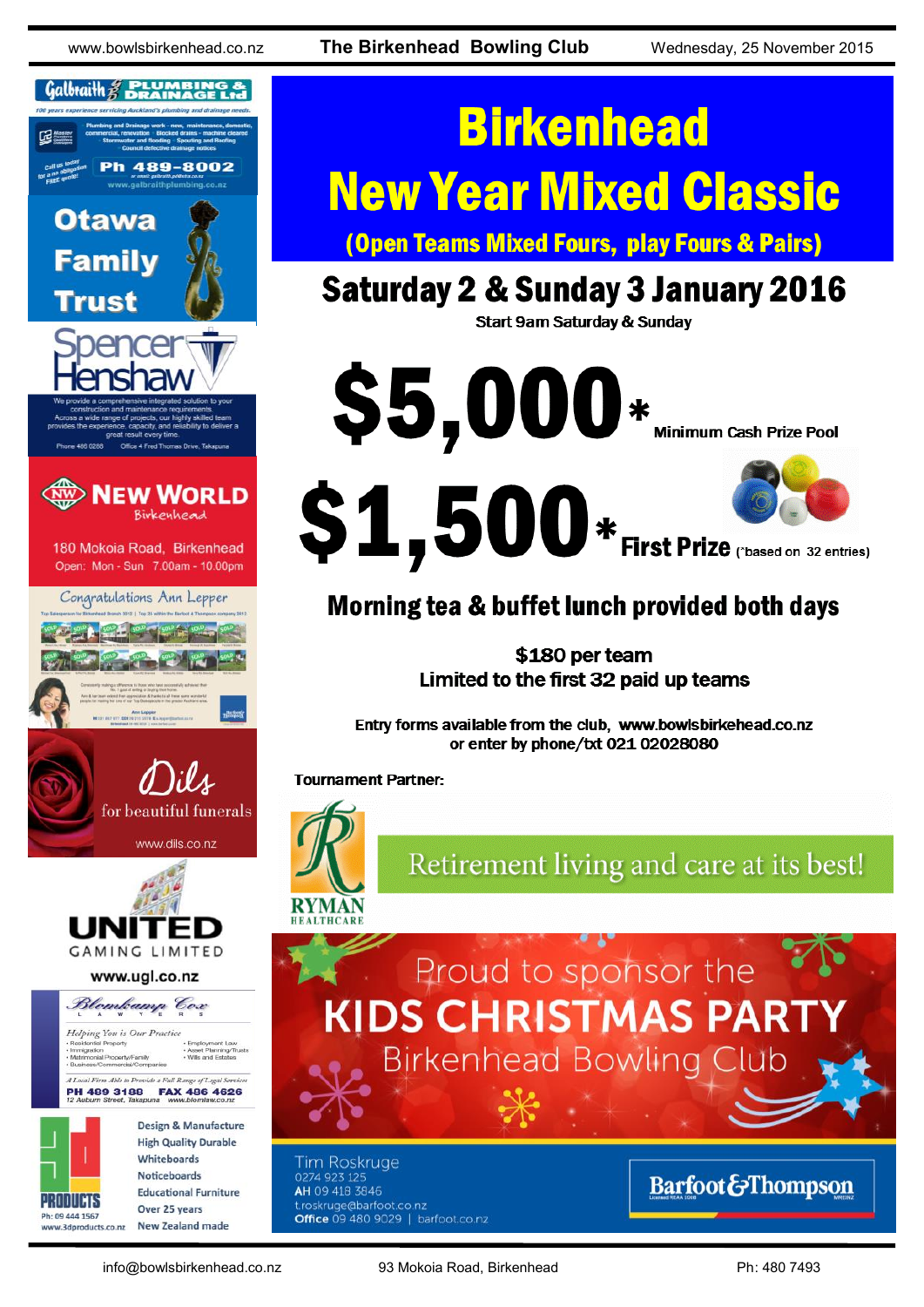# Birkenhead New Year Mixed Classic

## (Open Teams Mixed Fours, play Fours & Pairs)

## Saturday 2 & Sunday 3 January 2016

Start 9am Saturday & Sunday

# $5,000* Minimum Cash Prize Pool

# $1,500* First Prize (*based on 32 entries)

## Morning tea & buffet lunch provided both days

**$180 per team**
**Limited to the first 32 paid up teams**

Entry forms available from the club, www.bowlsbirkehead.co.nz
or enter by phone/txt 021 02028080

**Tournament Partner:**

RYMAN HEALTHCARE — Retirement living and care at its best!

Proud to sponsor the
**KIDS CHRISTMAS PARTY**
Birkenhead Bowling Club

Tim Roskruge
0274 923 125
AH 09 418 3846
t.roskruge@barfoot.co.nz
Office 09 480 9029 | barfoot.co.nz

Barfoot&Thompson

---

Galbraith Plumbing & Drainage Ltd — 100 years experience servicing Auckland's plumbing and drainage needs. Plumbing and Drainage work - new, maintenance, domestic, commercial, renovation · Blocked drains - machine cleared · Stormwater and flooding · Spouting and Roofing · Council defective drainage notices. Call us today for a no obligation FREE quote! Ph 489-8002 www.galbraithplumbing.co.nz

Otawa Family Trust

Spencer Henshaw — We provide a comprehensive integrated solution to your construction and maintenance requirements. Across a wide range of projects, our highly skilled team provides the experience, capacity, and reliability to deliver a great result every time. Phone 480 0288 · Office 4 Fred Thomas Drive, Takapuna

New World Birkenhead — 180 Mokoia Road, Birkenhead. Open: Mon - Sun 7.00am - 10.00pm

Congratulations Ann Lepper

Dils — for beautiful funerals — www.dils.co.nz

United Gaming Limited — www.ugl.co.nz

Blomkamp Cox Lawyers — Helping You is Our Practice. PH 489 3188 FAX 486 4626. 12 Auburn Street, Takapuna www.blomlaw.co.nz

3D Products — Design & Manufacture · High Quality Durable Whiteboards · Noticeboards · Educational Furniture · Over 25 years · New Zealand made. Ph: 09 444 1567 www.3dproducts.co.nz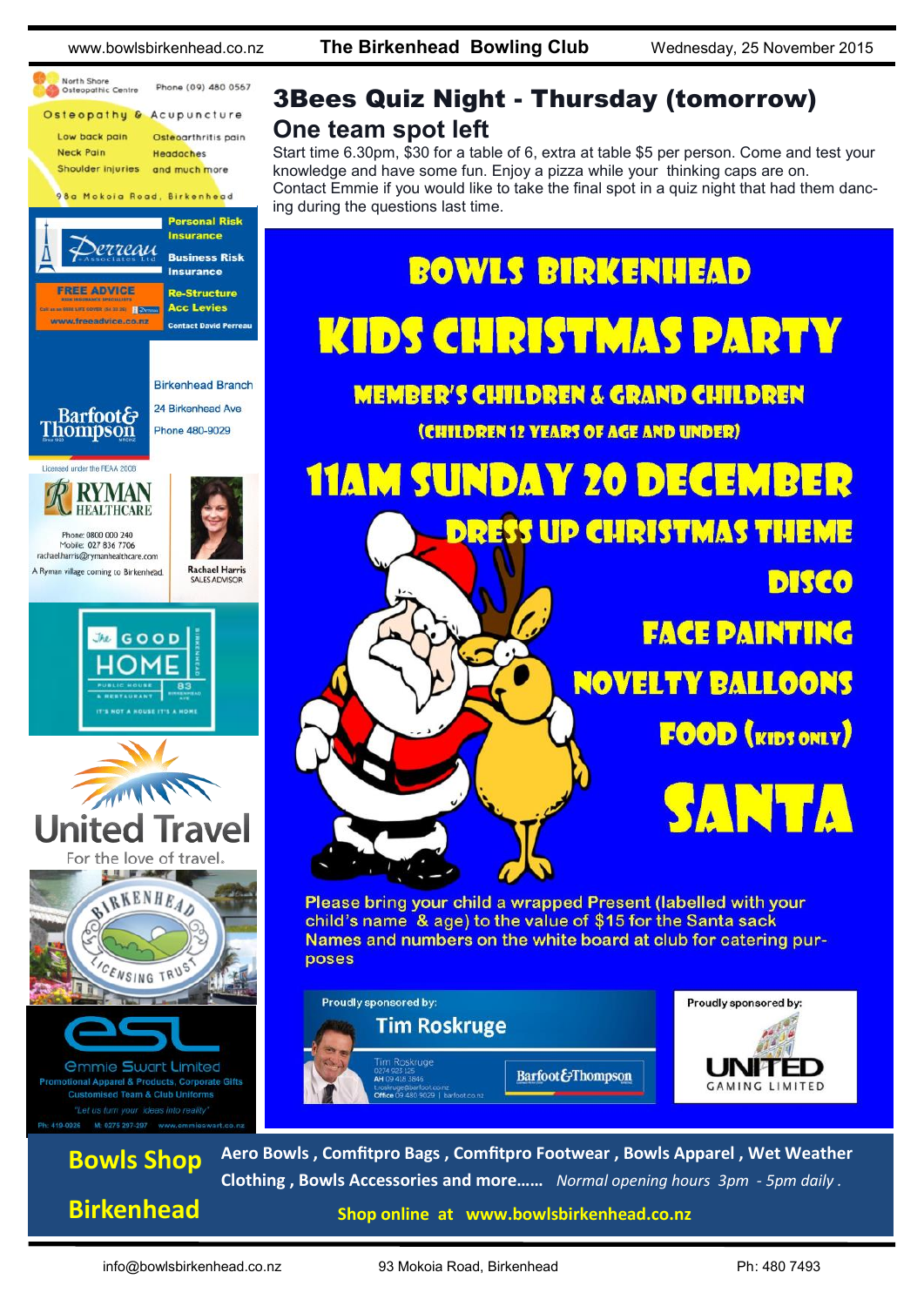# 3Bees Quiz Night - Thursday (tomorrow)

## One team spot left

Start time 6.30pm, $30 for a table of 6, extra at table $5 per person. Come and test your knowledge and have some fun. Enjoy a pizza while your thinking caps are on. Contact Emmie if you would like to take the final spot in a quiz night that had them dancing during the questions last time.

# BOWLS BIRKENHEAD

# KIDS CHRISTMAS PARTY

## MEMBER'S CHILDREN & GRAND CHILDREN

(CHILDREN 12 YEARS OF AGE AND UNDER)

## 11AM SUNDAY 20 DECEMBER

DRESS UP CHRISTMAS THEME

DISCO

FACE PAINTING

NOVELTY BALLOONS

FOOD (KIDS ONLY)

## SANTA

Please bring your child a wrapped Present (labelled with your child's name & age) to the value of $15 for the Santa sack

Names and numbers on the white board at club for catering purposes

Proudly sponsored by: Tim Roskruge — Barfoot&Thompson

Proudly sponsored by: UNITED GAMING LIMITED

North Shore Osteopathic Centre — Phone (09) 480 0567

Osteopathy & Acupuncture

Low back pain — Osteoarthritis pain

Neck Pain — Headaches

Shoulder Injuries — and much more

98a Mokoia Road, Birkenhead

Perreau Associates Ltd — Personal Risk Insurance, Business Risk Insurance, Re-Structure Acc Levies — FREE ADVICE — www.freeadvice.co.nz — Contact David Perreau

Barfoot & Thompson — Birkenhead Branch, 24 Birkenhead Ave, Phone 480-9029

Licensed under the REAA 2008

RYMAN HEALTHCARE — Phone: 0800 000 240, Mobile: 027 836 7706, rachael.harris@rymanhealthcare.com — A Ryman village coming to Birkenhead. — Rachael Harris, SALES ADVISOR

The GOOD HOME — Birkenhead — Public House & Restaurant — 83 — It's not a house it's a home

United Travel — For the love of travel.

Birkenhead Licensing Trust

esl — Emmie Swart Limited — Promotional Apparel & Products, Corporate Gifts, Customised Team & Club Uniforms — "Let us turn your ideas into reality" — Ph: 419-0026, M: 0275 297-297, www.emmieswart.co.nz

## Bowls Shop Birkenhead

**Aero Bowls , Comfitpro Bags , Comfitpro Footwear , Bowls Apparel , Wet Weather Clothing , Bowls Accessories and more......** *Normal opening hours 3pm - 5pm daily .*

**Shop online at www.bowlsbirkenhead.co.nz**